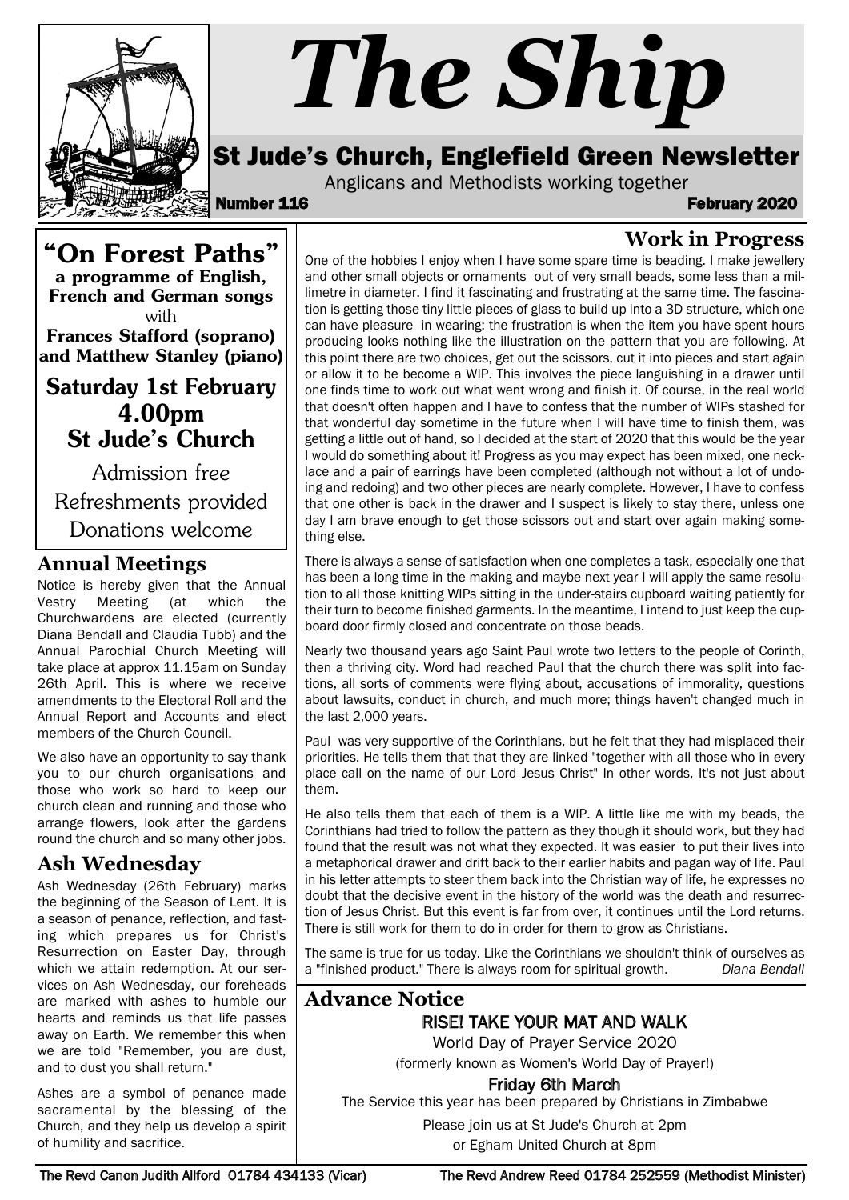# The Ship

## St Jude's Church, Englefield Green Newsletter

Anglicans and Methodists working together

**Number 116** **February 2020**

## "On Forest Paths"

**a programme of English, French and German songs**

with

**Frances Stafford (soprano) and Matthew Stanley (piano)**

**Saturday 1st February**
**4.00pm**
**St Jude's Church**

Admission free

Refreshments provided

Donations welcome

## Annual Meetings

Notice is hereby given that the Annual Vestry Meeting (at which the Churchwardens are elected (currently Diana Bendall and Claudia Tubb) and the Annual Parochial Church Meeting will take place at approx 11.15am on Sunday 26th April. This is where we receive amendments to the Electoral Roll and the Annual Report and Accounts and elect members of the Church Council.

We also have an opportunity to say thank you to our church organisations and those who work so hard to keep our church clean and running and those who arrange flowers, look after the gardens round the church and so many other jobs.

## Ash Wednesday

Ash Wednesday (26th February) marks the beginning of the Season of Lent. It is a season of penance, reflection, and fasting which prepares us for Christ's Resurrection on Easter Day, through which we attain redemption. At our services on Ash Wednesday, our foreheads are marked with ashes to humble our hearts and reminds us that life passes away on Earth. We remember this when we are told "Remember, you are dust, and to dust you shall return."

Ashes are a symbol of penance made sacramental by the blessing of the Church, and they help us develop a spirit of humility and sacrifice.

## Work in Progress

One of the hobbies I enjoy when I have some spare time is beading. I make jewellery and other small objects or ornaments out of very small beads, some less than a millimetre in diameter. I find it fascinating and frustrating at the same time. The fascination is getting those tiny little pieces of glass to build up into a 3D structure, which one can have pleasure in wearing; the frustration is when the item you have spent hours producing looks nothing like the illustration on the pattern that you are following. At this point there are two choices, get out the scissors, cut it into pieces and start again or allow it to be become a WIP. This involves the piece languishing in a drawer until one finds time to work out what went wrong and finish it. Of course, in the real world that doesn't often happen and I have to confess that the number of WIPs stashed for that wonderful day sometime in the future when I will have time to finish them, was getting a little out of hand, so I decided at the start of 2020 that this would be the year I would do something about it! Progress as you may expect has been mixed, one necklace and a pair of earrings have been completed (although not without a lot of undoing and redoing) and two other pieces are nearly complete. However, I have to confess that one other is back in the drawer and I suspect is likely to stay there, unless one day I am brave enough to get those scissors out and start over again making something else.

There is always a sense of satisfaction when one completes a task, especially one that has been a long time in the making and maybe next year I will apply the same resolution to all those knitting WIPs sitting in the under-stairs cupboard waiting patiently for their turn to become finished garments. In the meantime, I intend to just keep the cupboard door firmly closed and concentrate on those beads.

Nearly two thousand years ago Saint Paul wrote two letters to the people of Corinth, then a thriving city. Word had reached Paul that the church there was split into factions, all sorts of comments were flying about, accusations of immorality, questions about lawsuits, conduct in church, and much more; things haven't changed much in the last 2,000 years.

Paul was very supportive of the Corinthians, but he felt that they had misplaced their priorities. He tells them that that they are linked "together with all those who in every place call on the name of our Lord Jesus Christ" In other words, It's not just about them.

He also tells them that each of them is a WIP. A little like me with my beads, the Corinthians had tried to follow the pattern as they though it should work, but they had found that the result was not what they expected. It was easier to put their lives into a metaphorical drawer and drift back to their earlier habits and pagan way of life. Paul in his letter attempts to steer them back into the Christian way of life, he expresses no doubt that the decisive event in the history of the world was the death and resurrection of Jesus Christ. But this event is far from over, it continues until the Lord returns. There is still work for them to do in order for them to grow as Christians.

The same is true for us today. Like the Corinthians we shouldn't think of ourselves as a "finished product." There is always room for spiritual growth. *Diana Bendall*

## Advance Notice

**RISE! TAKE YOUR MAT AND WALK**

World Day of Prayer Service 2020

(formerly known as Women's World Day of Prayer!)

**Friday 6th March**

The Service this year has been prepared by Christians in Zimbabwe

Please join us at St Jude's Church at 2pm

or Egham United Church at 8pm

The Revd Canon Judith Allford 01784 434133 (Vicar) The Revd Andrew Reed 01784 252559 (Methodist Minister)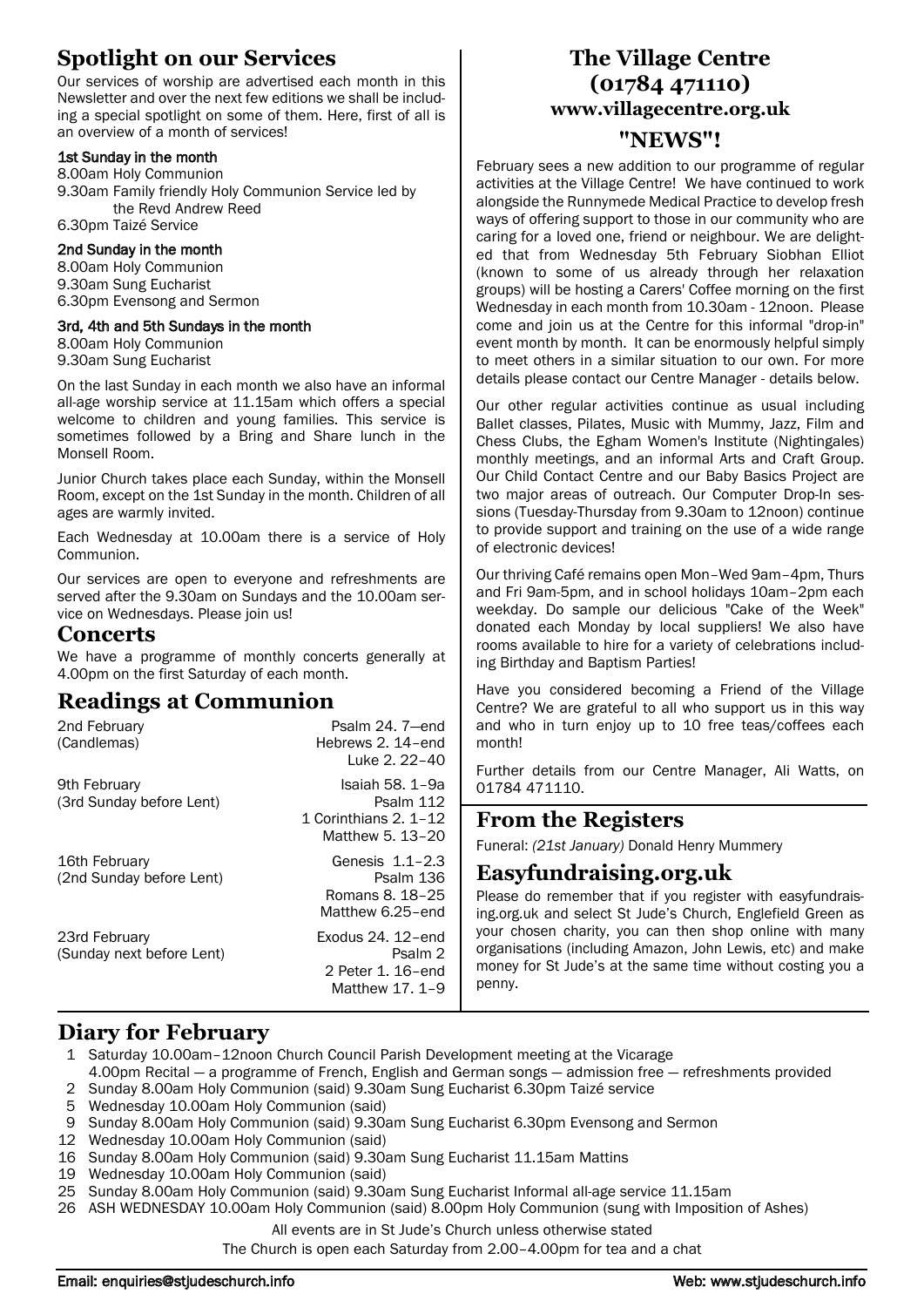## Spotlight on our Services

Our services of worship are advertised each month in this Newsletter and over the next few editions we shall be including a special spotlight on some of them. Here, first of all is an overview of a month of services!

**1st Sunday in the month**

8.00am Holy Communion
9.30am Family friendly Holy Communion Service led by the Revd Andrew Reed
6.30pm Taizé Service

**2nd Sunday in the month**

8.00am Holy Communion
9.30am Sung Eucharist
6.30pm Evensong and Sermon

**3rd, 4th and 5th Sundays in the month**

8.00am Holy Communion
9.30am Sung Eucharist

On the last Sunday in each month we also have an informal all-age worship service at 11.15am which offers a special welcome to children and young families. This service is sometimes followed by a Bring and Share lunch in the Monsell Room.

Junior Church takes place each Sunday, within the Monsell Room, except on the 1st Sunday in the month. Children of all ages are warmly invited.

Each Wednesday at 10.00am there is a service of Holy Communion.

Our services are open to everyone and refreshments are served after the 9.30am on Sundays and the 10.00am service on Wednesdays. Please join us!

## Concerts

We have a programme of monthly concerts generally at 4.00pm on the first Saturday of each month.

## Readings at Communion

| | |
|---|---|
| 2nd February (Candlemas) | Psalm 24. 7—end<br>Hebrews 2. 14–end<br>Luke 2. 22–40 |
| 9th February (3rd Sunday before Lent) | Isaiah 58. 1–9a<br>Psalm 112<br>1 Corinthians 2. 1–12<br>Matthew 5. 13–20 |
| 16th February (2nd Sunday before Lent) | Genesis 1.1–2.3<br>Psalm 136<br>Romans 8. 18–25<br>Matthew 6.25–end |
| 23rd February (Sunday next before Lent) | Exodus 24. 12–end<br>Psalm 2<br>2 Peter 1. 16–end<br>Matthew 17. 1–9 |

## The Village Centre (01784 471110) www.villagecentre.org.uk

## "NEWS"!

February sees a new addition to our programme of regular activities at the Village Centre! We have continued to work alongside the Runnymede Medical Practice to develop fresh ways of offering support to those in our community who are caring for a loved one, friend or neighbour. We are delighted that from Wednesday 5th February Siobhan Elliot (known to some of us already through her relaxation groups) will be hosting a Carers' Coffee morning on the first Wednesday in each month from 10.30am - 12noon. Please come and join us at the Centre for this informal "drop-in" event month by month. It can be enormously helpful simply to meet others in a similar situation to our own. For more details please contact our Centre Manager - details below.

Our other regular activities continue as usual including Ballet classes, Pilates, Music with Mummy, Jazz, Film and Chess Clubs, the Egham Women's Institute (Nightingales) monthly meetings, and an informal Arts and Craft Group. Our Child Contact Centre and our Baby Basics Project are two major areas of outreach. Our Computer Drop-In sessions (Tuesday-Thursday from 9.30am to 12noon) continue to provide support and training on the use of a wide range of electronic devices!

Our thriving Café remains open Mon–Wed 9am–4pm, Thurs and Fri 9am-5pm, and in school holidays 10am–2pm each weekday. Do sample our delicious "Cake of the Week" donated each Monday by local suppliers! We also have rooms available to hire for a variety of celebrations including Birthday and Baptism Parties!

Have you considered becoming a Friend of the Village Centre? We are grateful to all who support us in this way and who in turn enjoy up to 10 free teas/coffees each month!

Further details from our Centre Manager, Ali Watts, on 01784 471110.

## From the Registers

Funeral: *(21st January)* Donald Henry Mummery

## Easyfundraising.org.uk

Please do remember that if you register with easyfundraising.org.uk and select St Jude's Church, Englefield Green as your chosen charity, you can then shop online with many organisations (including Amazon, John Lewis, etc) and make money for St Jude's at the same time without costing you a penny.

## Diary for February

1 Saturday 10.00am–12noon Church Council Parish Development meeting at the Vicarage
4.00pm Recital — a programme of French, English and German songs — admission free — refreshments provided
2 Sunday 8.00am Holy Communion (said) 9.30am Sung Eucharist 6.30pm Taizé service
5 Wednesday 10.00am Holy Communion (said)
9 Sunday 8.00am Holy Communion (said) 9.30am Sung Eucharist 6.30pm Evensong and Sermon
12 Wednesday 10.00am Holy Communion (said)
16 Sunday 8.00am Holy Communion (said) 9.30am Sung Eucharist 11.15am Mattins
19 Wednesday 10.00am Holy Communion (said)
25 Sunday 8.00am Holy Communion (said) 9.30am Sung Eucharist Informal all-age service 11.15am
26 ASH WEDNESDAY 10.00am Holy Communion (said) 8.00pm Holy Communion (sung with Imposition of Ashes)

All events are in St Jude's Church unless otherwise stated

The Church is open each Saturday from 2.00–4.00pm for tea and a chat

Email: enquiries@stjudeschurch.info Web: www.stjudeschurch.info